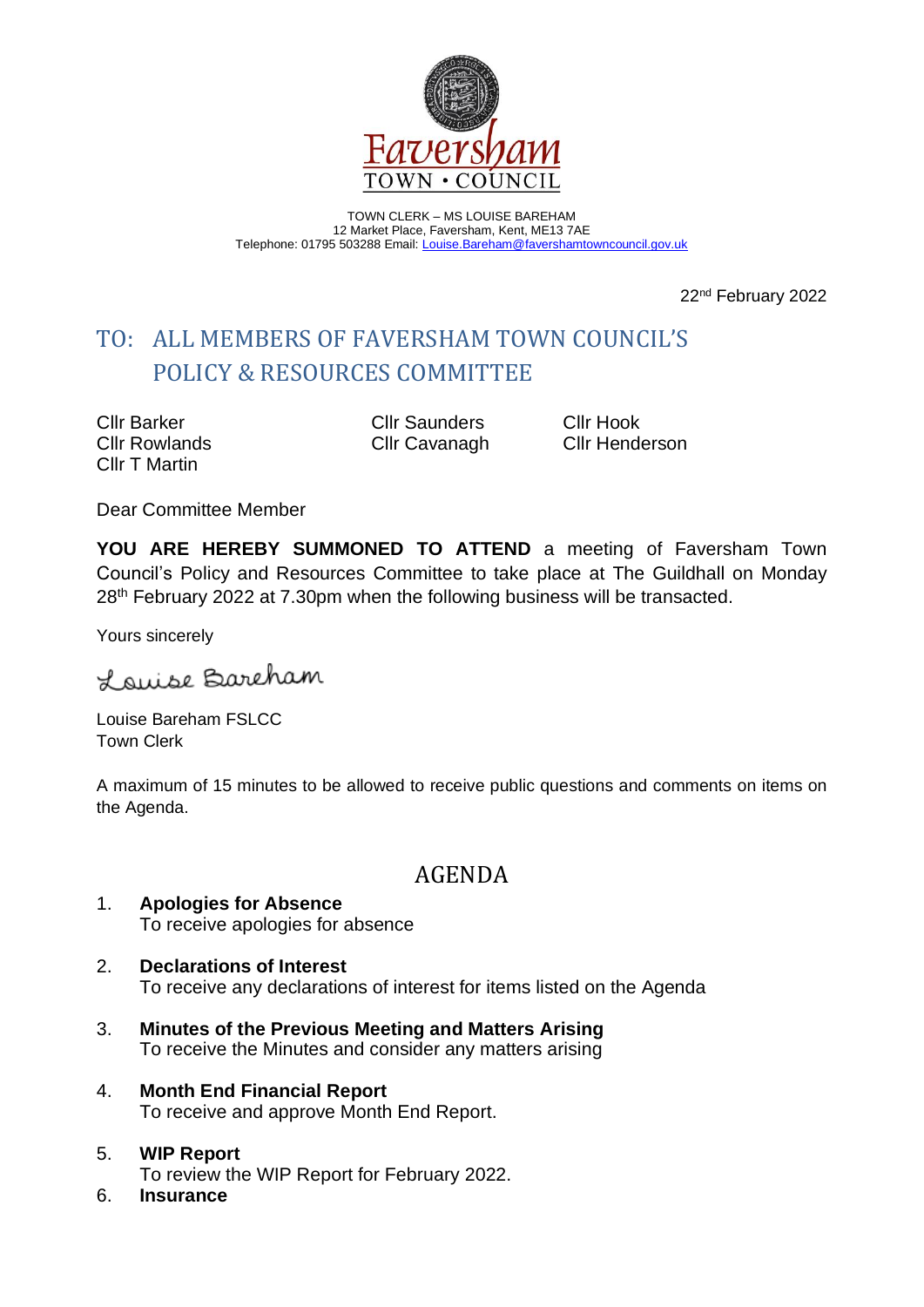Faversham
TOWN • COUNCIL

TOWN CLERK – MS LOUISE BAREHAM
12 Market Place, Faversham, Kent, ME13 7AE
Telephone: 01795 503288 Email: Louise.Bareham@favershamtowncouncil.gov.uk

22nd February 2022

# TO: ALL MEMBERS OF FAVERSHAM TOWN COUNCIL'S POLICY & RESOURCES COMMITTEE

Cllr Barker
Cllr Rowlands
Cllr T Martin
Cllr Saunders
Cllr Cavanagh
Cllr Hook
Cllr Henderson

Dear Committee Member

**YOU ARE HEREBY SUMMONED TO ATTEND** a meeting of Faversham Town Council's Policy and Resources Committee to take place at The Guildhall on Monday 28th February 2022 at 7.30pm when the following business will be transacted.

Yours sincerely

Louise Bareham

Louise Bareham FSLCC
Town Clerk

A maximum of 15 minutes to be allowed to receive public questions and comments on items on the Agenda.

## AGENDA

1. **Apologies for Absence**
   To receive apologies for absence

2. **Declarations of Interest**
   To receive any declarations of interest for items listed on the Agenda

3. **Minutes of the Previous Meeting and Matters Arising**
   To receive the Minutes and consider any matters arising

4. **Month End Financial Report**
   To receive and approve Month End Report.

5. **WIP Report**
   To review the WIP Report for February 2022.

6. **Insurance**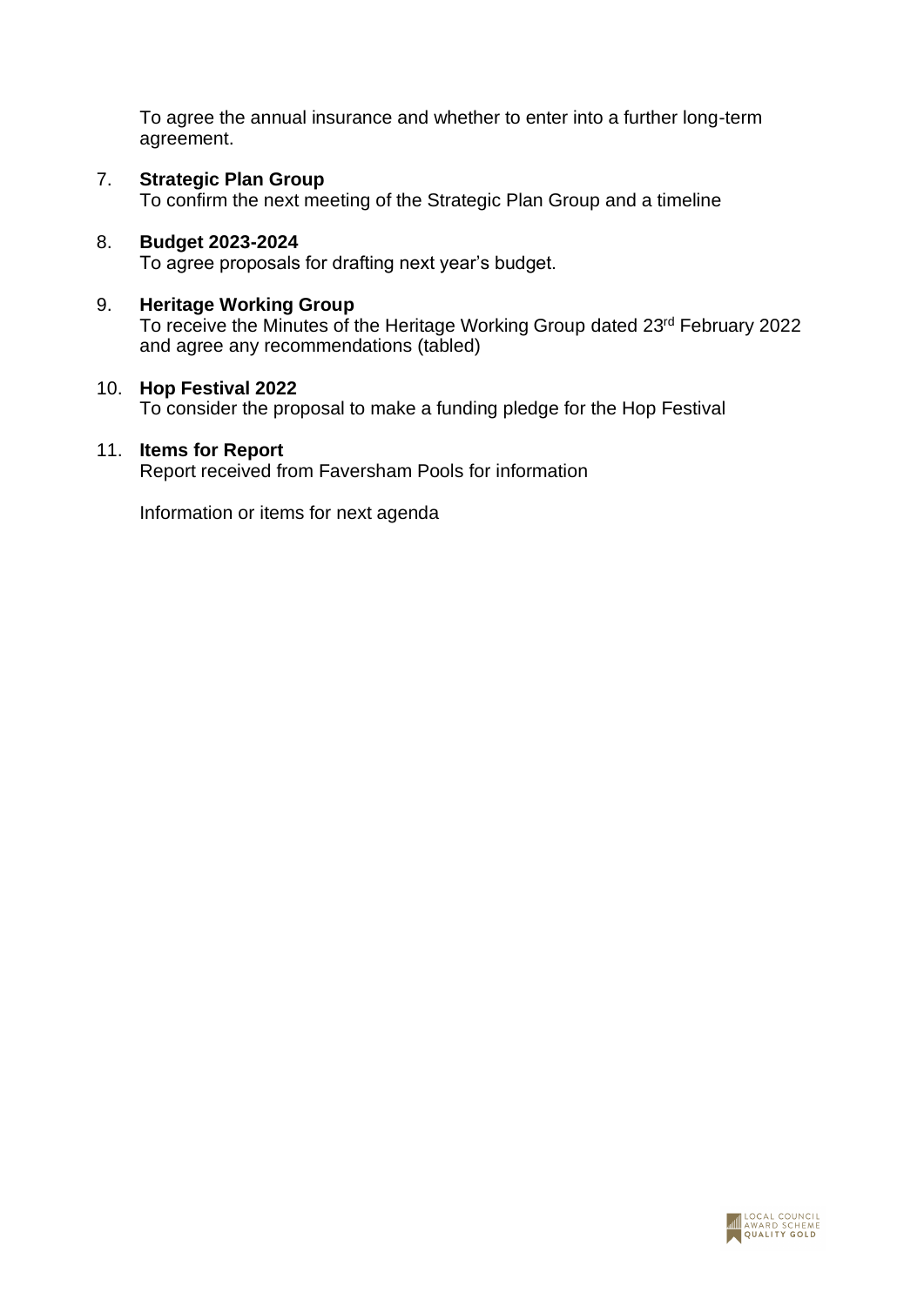To agree the annual insurance and whether to enter into a further long-term agreement.

7. **Strategic Plan Group**
   To confirm the next meeting of the Strategic Plan Group and a timeline

8. **Budget 2023-2024**
   To agree proposals for drafting next year's budget.

9. **Heritage Working Group**
   To receive the Minutes of the Heritage Working Group dated 23rd February 2022 and agree any recommendations (tabled)

10. **Hop Festival 2022**
    To consider the proposal to make a funding pledge for the Hop Festival

11. **Items for Report**
    Report received from Faversham Pools for information

    Information or items for next agenda